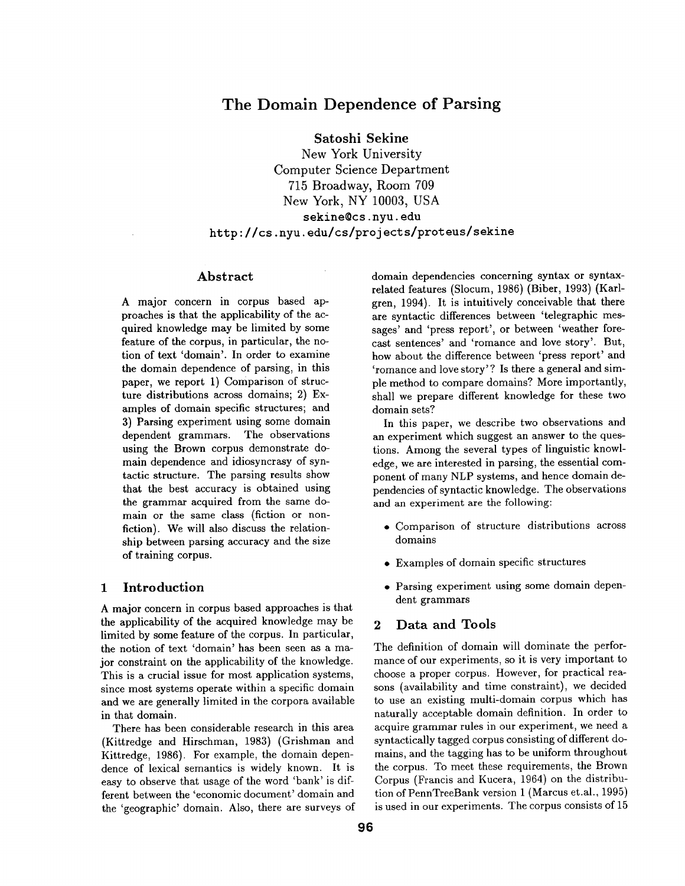# The Domain Dependence of Parsing

**Satoshi Sekine**

New York University
Computer Science Department
715 Broadway, Room 709
New York, NY 10003, USA
sekine@cs.nyu.edu
http://cs.nyu.edu/cs/projects/proteus/sekine

## Abstract

A major concern in corpus based approaches is that the applicability of the acquired knowledge may be limited by some feature of the corpus, in particular, the notion of text 'domain'. In order to examine the domain dependence of parsing, in this paper, we report 1) Comparison of structure distributions across domains; 2) Examples of domain specific structures; and 3) Parsing experiment using some domain dependent grammars. The observations using the Brown corpus demonstrate domain dependence and idiosyncrasy of syntactic structure. The parsing results show that the best accuracy is obtained using the grammar acquired from the same domain or the same class (fiction or non-fiction). We will also discuss the relationship between parsing accuracy and the size of training corpus.

## 1 Introduction

A major concern in corpus based approaches is that the applicability of the acquired knowledge may be limited by some feature of the corpus. In particular, the notion of text 'domain' has been seen as a major constraint on the applicability of the knowledge. This is a crucial issue for most application systems, since most systems operate within a specific domain and we are generally limited in the corpora available in that domain.

There has been considerable research in this area (Kittredge and Hirschman, 1983) (Grishman and Kittredge, 1986). For example, the domain dependence of lexical semantics is widely known. It is easy to observe that usage of the word 'bank' is different between the 'economic document' domain and the 'geographic' domain. Also, there are surveys of domain dependencies concerning syntax or syntax-related features (Slocum, 1986) (Biber, 1993) (Karlgren, 1994). It is intuitively conceivable that there are syntactic differences between 'telegraphic messages' and 'press report', or between 'weather forecast sentences' and 'romance and love story'. But, how about the difference between 'press report' and 'romance and love story'? Is there a general and simple method to compare domains? More importantly, shall we prepare different knowledge for these two domain sets?

In this paper, we describe two observations and an experiment which suggest an answer to the questions. Among the several types of linguistic knowledge, we are interested in parsing, the essential component of many NLP systems, and hence domain dependencies of syntactic knowledge. The observations and an experiment are the following:

- Comparison of structure distributions across domains
- Examples of domain specific structures
- Parsing experiment using some domain dependent grammars

## 2 Data and Tools

The definition of domain will dominate the performance of our experiments, so it is very important to choose a proper corpus. However, for practical reasons (availability and time constraint), we decided to use an existing multi-domain corpus which has naturally acceptable domain definition. In order to acquire grammar rules in our experiment, we need a syntactically tagged corpus consisting of different domains, and the tagging has to be uniform throughout the corpus. To meet these requirements, the Brown Corpus (Francis and Kucera, 1964) on the distribution of PennTreeBank version 1 (Marcus et.al., 1995) is used in our experiments. The corpus consists of 15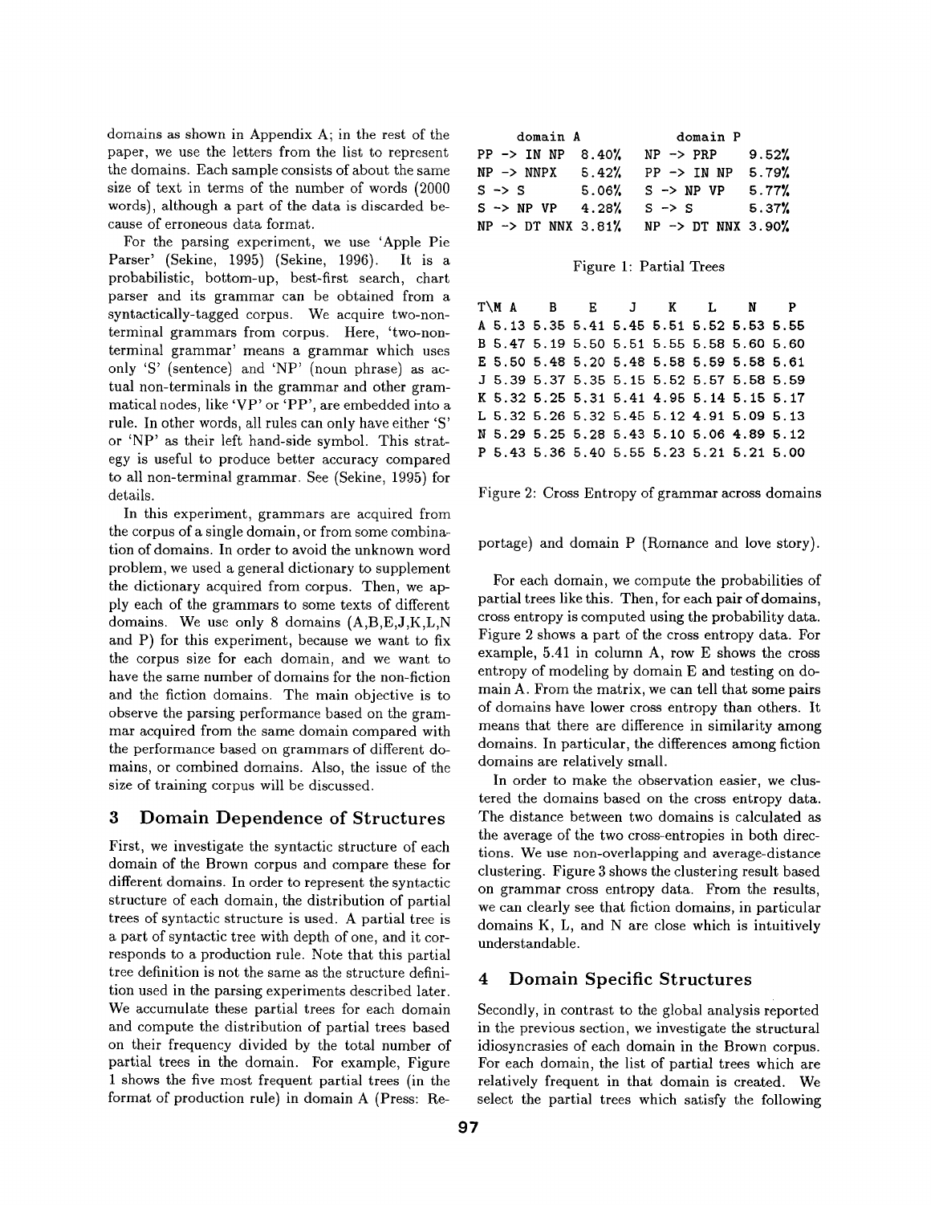domains as shown in Appendix A; in the rest of the paper, we use the letters from the list to represent the domains. Each sample consists of about the same size of text in terms of the number of words (2000 words), although a part of the data is discarded because of erroneous data format.

For the parsing experiment, we use 'Apple Pie Parser' (Sekine, 1995) (Sekine, 1996). It is a probabilistic, bottom-up, best-first search, chart parser and its grammar can be obtained from a syntactically-tagged corpus. We acquire two-non-terminal grammars from corpus. Here, 'two-non-terminal grammar' means a grammar which uses only 'S' (sentence) and 'NP' (noun phrase) as actual non-terminals in the grammar and other grammatical nodes, like 'VP' or 'PP', are embedded into a rule. In other words, all rules can only have either 'S' or 'NP' as their left hand-side symbol. This strategy is useful to produce better accuracy compared to all non-terminal grammar. See (Sekine, 1995) for details.

In this experiment, grammars are acquired from the corpus of a single domain, or from some combination of domains. In order to avoid the unknown word problem, we used a general dictionary to supplement the dictionary acquired from corpus. Then, we apply each of the grammars to some texts of different domains. We use only 8 domains (A,B,E,J,K,L,N and P) for this experiment, because we want to fix the corpus size for each domain, and we want to have the same number of domains for the non-fiction and the fiction domains. The main objective is to observe the parsing performance based on the grammar acquired from the same domain compared with the performance based on grammars of different domains, or combined domains. Also, the issue of the size of training corpus will be discussed.

## 3 Domain Dependence of Structures

First, we investigate the syntactic structure of each domain of the Brown corpus and compare these for different domains. In order to represent the syntactic structure of each domain, the distribution of partial trees of syntactic structure is used. A partial tree is a part of syntactic tree with depth of one, and it corresponds to a production rule. Note that this partial tree definition is not the same as the structure definition used in the parsing experiments described later. We accumulate these partial trees for each domain and compute the distribution of partial trees based on their frequency divided by the total number of partial trees in the domain. For example, Figure 1 shows the five most frequent partial trees (in the format of production rule) in domain A (Press: Reportage) and domain P (Romance and love story).

| domain A | | domain P | |
|---|---|---|---|
| PP -> IN NP | 8.40% | NP -> PRP | 9.52% |
| NP -> NNPX | 5.42% | PP -> IN NP | 5.79% |
| S -> S | 5.06% | S -> NP VP | 5.77% |
| S -> NP VP | 4.28% | S -> S | 5.37% |
| NP -> DT NNX | 3.81% | NP -> DT NNX | 3.90% |

Figure 1: Partial Trees

| T\M | A | B | E | J | K | L | N | P |
|---|---|---|---|---|---|---|---|---|
| A | 5.13 | 5.35 | 5.41 | 5.45 | 5.51 | 5.52 | 5.53 | 5.55 |
| B | 5.47 | 5.19 | 5.50 | 5.51 | 5.55 | 5.58 | 5.60 | 5.60 |
| E | 5.50 | 5.48 | 5.20 | 5.48 | 5.58 | 5.59 | 5.58 | 5.61 |
| J | 5.39 | 5.37 | 5.35 | 5.15 | 5.52 | 5.57 | 5.58 | 5.59 |
| K | 5.32 | 5.25 | 5.31 | 5.41 | 4.95 | 5.14 | 5.15 | 5.17 |
| L | 5.32 | 5.26 | 5.32 | 5.45 | 5.12 | 4.91 | 5.09 | 5.13 |
| N | 5.29 | 5.25 | 5.28 | 5.43 | 5.10 | 5.06 | 4.89 | 5.12 |
| P | 5.43 | 5.36 | 5.40 | 5.55 | 5.23 | 5.21 | 5.21 | 5.00 |

Figure 2: Cross Entropy of grammar across domains

For each domain, we compute the probabilities of partial trees like this. Then, for each pair of domains, cross entropy is computed using the probability data. Figure 2 shows a part of the cross entropy data. For example, 5.41 in column A, row E shows the cross entropy of modeling by domain E and testing on domain A. From the matrix, we can tell that some pairs of domains have lower cross entropy than others. It means that there are difference in similarity among domains. In particular, the differences among fiction domains are relatively small.

In order to make the observation easier, we clustered the domains based on the cross entropy data. The distance between two domains is calculated as the average of the two cross-entropies in both directions. We use non-overlapping and average-distance clustering. Figure 3 shows the clustering result based on grammar cross entropy data. From the results, we can clearly see that fiction domains, in particular domains K, L, and N are close which is intuitively understandable.

## 4 Domain Specific Structures

Secondly, in contrast to the global analysis reported in the previous section, we investigate the structural idiosyncrasies of each domain in the Brown corpus. For each domain, the list of partial trees which are relatively frequent in that domain is created. We select the partial trees which satisfy the following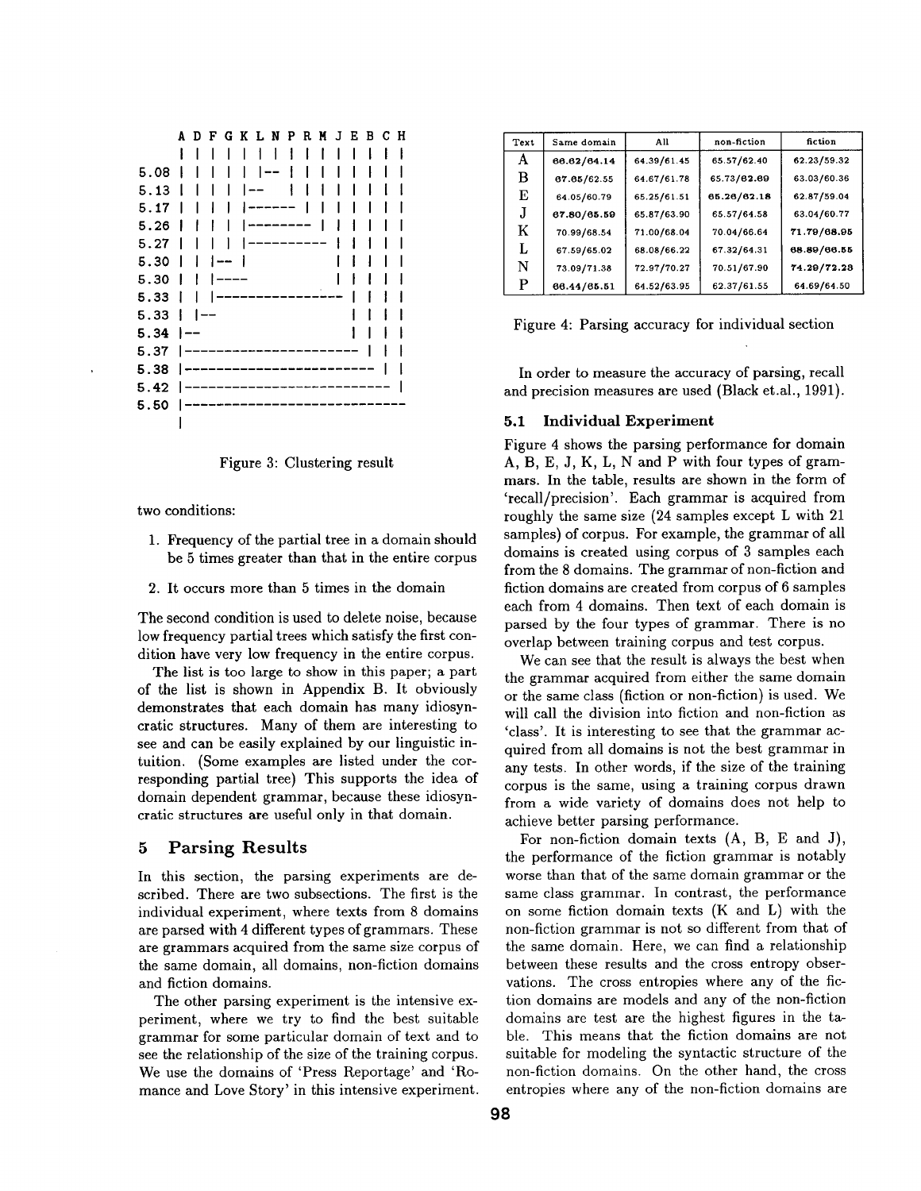```
        A D F G K L N P R M J E B C H
        | | | | | | | | | | | | | | |
 5.08   | | | | | |-- | | | | | | | |
 5.13   | | | | |--   | | | | | | | |
 5.17   | | | | |------ | | | | | | |
 5.26   | | | | |-------- | | | | | |
 5.27   | | | | |---------- | | | | |
 5.30   | | |-- |           | | | | |
 5.30   | | |----           | | | | |
 5.33   | | |---------------- | | | |
 5.33   | |--               | | | |
 5.34   |--                 | | | |
 5.37   |---------------------- | | |
 5.38   |------------------------ | |
 5.42   |-------------------------- |
 5.50   |----------------------------
        |
```

Figure 3: Clustering result

two conditions:

1. Frequency of the partial tree in a domain should be 5 times greater than that in the entire corpus
2. It occurs more than 5 times in the domain

The second condition is used to delete noise, because low frequency partial trees which satisfy the first condition have very low frequency in the entire corpus.

The list is too large to show in this paper; a part of the list is shown in Appendix B. It obviously demonstrates that each domain has many idiosyncratic structures. Many of them are interesting to see and can be easily explained by our linguistic intuition. (Some examples are listed under the corresponding partial tree) This supports the idea of domain dependent grammar, because these idiosyncratic structures are useful only in that domain.

## 5 Parsing Results

In this section, the parsing experiments are described. There are two subsections. The first is the individual experiment, where texts from 8 domains are parsed with 4 different types of grammars. These are grammars acquired from the same size corpus of the same domain, all domains, non-fiction domains and fiction domains.

The other parsing experiment is the intensive experiment, where we try to find the best suitable grammar for some particular domain of text and to see the relationship of the size of the training corpus. We use the domains of 'Press Reportage' and 'Romance and Love Story' in this intensive experiment.

| Text | Same domain | All | non-fiction | fiction |
|---|---|---|---|---|
| A | **66.62/64.14** | 64.39/61.45 | 65.57/62.40 | 62.23/59.32 |
| B | **67.65/62.55** | 64.67/61.78 | 65.73/**62.69** | 63.03/60.36 |
| E | 64.05/60.79 | 65.25/61.51 | **65.26/62.18** | 62.87/59.04 |
| J | **67.80/65.59** | 65.87/63.90 | 65.57/64.58 | 63.04/60.77 |
| K | 70.99/68.54 | 71.00/68.04 | 70.04/66.64 | **71.79/68.95** |
| L | 67.59/65.02 | 68.08/66.22 | 67.32/64.31 | **68.89/66.55** |
| N | 73.09/71.38 | 72.97/70.27 | 70.51/67.90 | **74.29/72.28** |
| P | **66.44/65.51** | 64.52/63.95 | 62.37/61.55 | 64.69/64.50 |

Figure 4: Parsing accuracy for individual section

In order to measure the accuracy of parsing, recall and precision measures are used (Black et.al., 1991).

### 5.1 Individual Experiment

Figure 4 shows the parsing performance for domain A, B, E, J, K, L, N and P with four types of grammars. In the table, results are shown in the form of 'recall/precision'. Each grammar is acquired from roughly the same size (24 samples except L with 21 samples) of corpus. For example, the grammar of all domains is created using corpus of 3 samples each from the 8 domains. The grammar of non-fiction and fiction domains are created from corpus of 6 samples each from 4 domains. Then text of each domain is parsed by the four types of grammar. There is no overlap between training corpus and test corpus.

We can see that the result is always the best when the grammar acquired from either the same domain or the same class (fiction or non-fiction) is used. We will call the division into fiction and non-fiction as 'class'. It is interesting to see that the grammar acquired from all domains is not the best grammar in any tests. In other words, if the size of the training corpus is the same, using a training corpus drawn from a wide variety of domains does not help to achieve better parsing performance.

For non-fiction domain texts (A, B, E and J), the performance of the fiction grammar is notably worse than that of the same domain grammar or the same class grammar. In contrast, the performance on some fiction domain texts (K and L) with the non-fiction grammar is not so different from that of the same domain. Here, we can find a relationship between these results and the cross entropy observations. The cross entropies where any of the fiction domains are models and any of the non-fiction domains are test are the highest figures in the table. This means that the fiction domains are not suitable for modeling the syntactic structure of the non-fiction domains. On the other hand, the cross entropies where any of the non-fiction domains are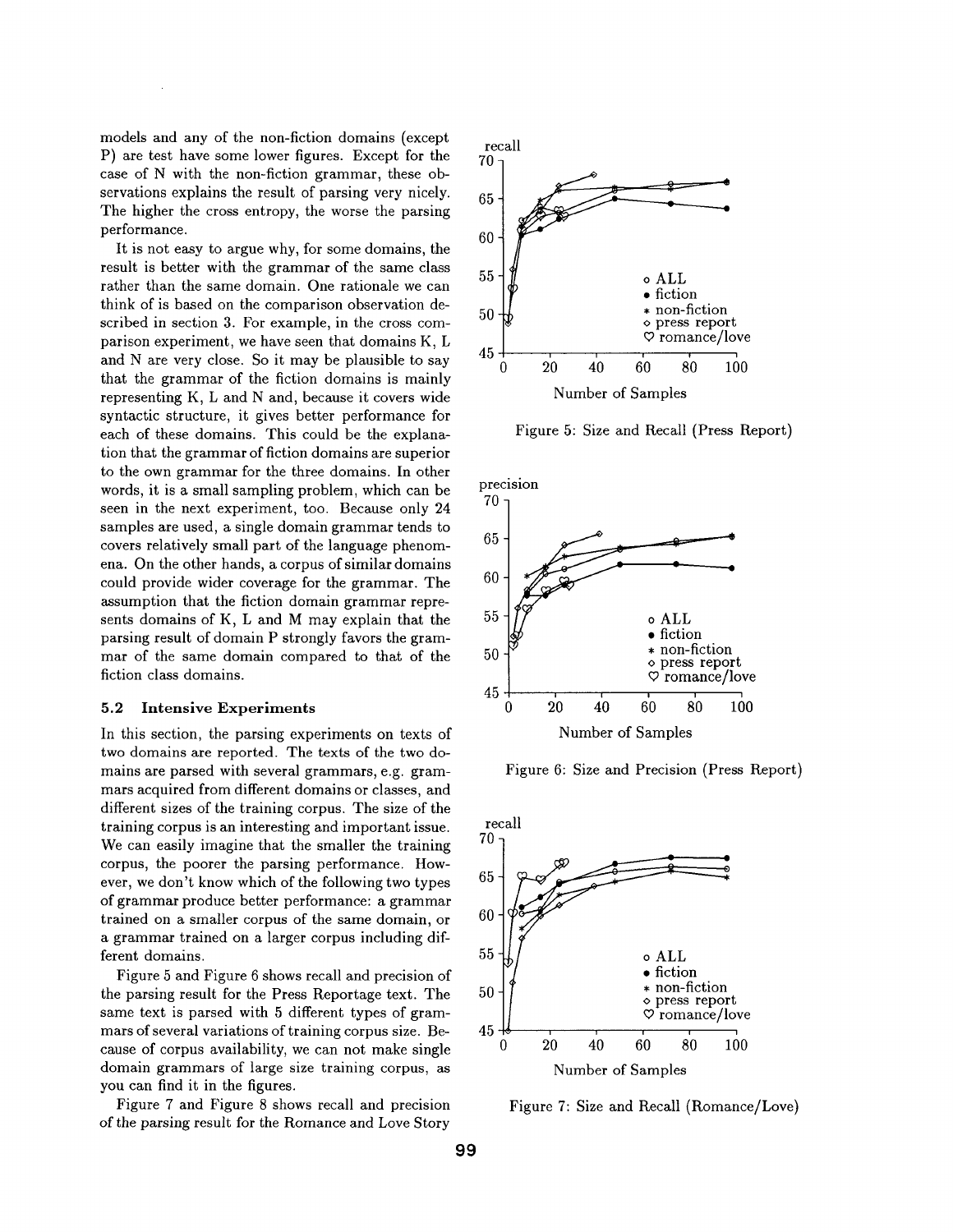models and any of the non-fiction domains (except P) are test have some lower figures. Except for the case of N with the non-fiction grammar, these observations explains the result of parsing very nicely. The higher the cross entropy, the worse the parsing performance.

It is not easy to argue why, for some domains, the result is better with the grammar of the same class rather than the same domain. One rationale we can think of is based on the comparison observation described in section 3. For example, in the cross comparison experiment, we have seen that domains K, L and N are very close. So it may be plausible to say that the grammar of the fiction domains is mainly representing K, L and N and, because it covers wide syntactic structure, it gives better performance for each of these domains. This could be the explanation that the grammar of fiction domains are superior to the own grammar for the three domains. In other words, it is a small sampling problem, which can be seen in the next experiment, too. Because only 24 samples are used, a single domain grammar tends to covers relatively small part of the language phenomena. On the other hands, a corpus of similar domains could provide wider coverage for the grammar. The assumption that the fiction domain grammar represents domains of K, L and M may explain that the parsing result of domain P strongly favors the grammar of the same domain compared to that of the fiction class domains.

### 5.2 Intensive Experiments

In this section, the parsing experiments on texts of two domains are reported. The texts of the two domains are parsed with several grammars, e.g. grammars acquired from different domains or classes, and different sizes of the training corpus. The size of the training corpus is an interesting and important issue. We can easily imagine that the smaller the training corpus, the poorer the parsing performance. However, we don't know which of the following two types of grammar produce better performance: a grammar trained on a smaller corpus of the same domain, or a grammar trained on a larger corpus including different domains.

Figure 5 and Figure 6 shows recall and precision of the parsing result for the Press Reportage text. The same text is parsed with 5 different types of grammars of several variations of training corpus size. Because of corpus availability, we can not make single domain grammars of large size training corpus, as you can find it in the figures.

Figure 7 and Figure 8 shows recall and precision of the parsing result for the Romance and Love Story

Figure 5: Size and Recall (Press Report)

Figure 6: Size and Precision (Press Report)

Figure 7: Size and Recall (Romance/Love)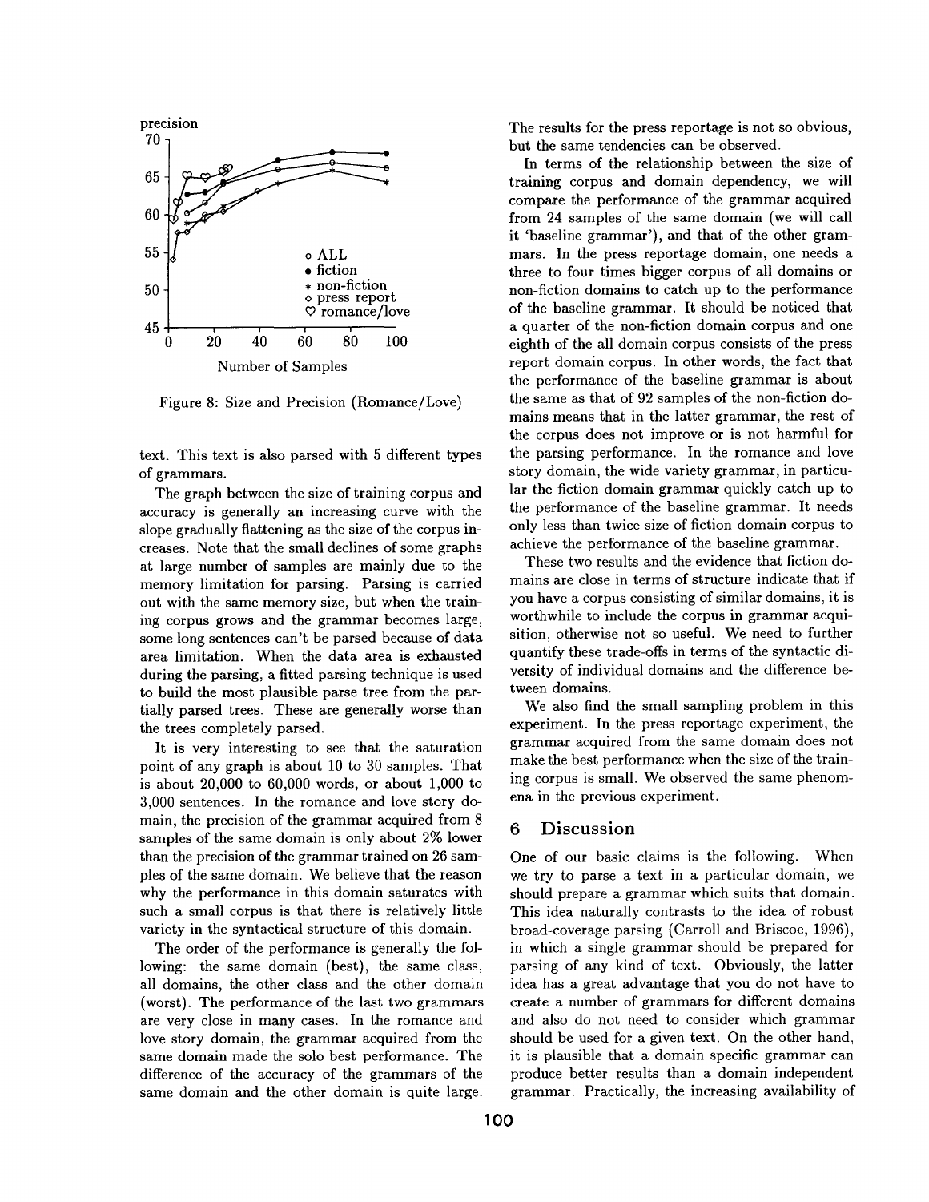Figure 8: Size and Precision (Romance/Love)

text. This text is also parsed with 5 different types of grammars.

The graph between the size of training corpus and accuracy is generally an increasing curve with the slope gradually flattening as the size of the corpus increases. Note that the small declines of some graphs at large number of samples are mainly due to the memory limitation for parsing. Parsing is carried out with the same memory size, but when the training corpus grows and the grammar becomes large, some long sentences can't be parsed because of data area limitation. When the data area is exhausted during the parsing, a fitted parsing technique is used to build the most plausible parse tree from the partially parsed trees. These are generally worse than the trees completely parsed.

It is very interesting to see that the saturation point of any graph is about 10 to 30 samples. That is about 20,000 to 60,000 words, or about 1,000 to 3,000 sentences. In the romance and love story domain, the precision of the grammar acquired from 8 samples of the same domain is only about 2% lower than the precision of the grammar trained on 26 samples of the same domain. We believe that the reason why the performance in this domain saturates with such a small corpus is that there is relatively little variety in the syntactical structure of this domain.

The order of the performance is generally the following: the same domain (best), the same class, all domains, the other class and the other domain (worst). The performance of the last two grammars are very close in many cases. In the romance and love story domain, the grammar acquired from the same domain made the solo best performance. The difference of the accuracy of the grammars of the same domain and the other domain is quite large. The results for the press reportage is not so obvious, but the same tendencies can be observed.

In terms of the relationship between the size of training corpus and domain dependency, we will compare the performance of the grammar acquired from 24 samples of the same domain (we will call it 'baseline grammar'), and that of the other grammars. In the press reportage domain, one needs a three to four times bigger corpus of all domains or non-fiction domains to catch up to the performance of the baseline grammar. It should be noticed that a quarter of the non-fiction domain corpus and one eighth of the all domain corpus consists of the press report domain corpus. In other words, the fact that the performance of the baseline grammar is about the same as that of 92 samples of the non-fiction domains means that in the latter grammar, the rest of the corpus does not improve or is not harmful for the parsing performance. In the romance and love story domain, the wide variety grammar, in particular the fiction domain grammar quickly catch up to the performance of the baseline grammar. It needs only less than twice size of fiction domain corpus to achieve the performance of the baseline grammar.

These two results and the evidence that fiction domains are close in terms of structure indicate that if you have a corpus consisting of similar domains, it is worthwhile to include the corpus in grammar acquisition, otherwise not so useful. We need to further quantify these trade-offs in terms of the syntactic diversity of individual domains and the difference between domains.

We also find the small sampling problem in this experiment. In the press reportage experiment, the grammar acquired from the same domain does not make the best performance when the size of the training corpus is small. We observed the same phenomena in the previous experiment.

## 6 Discussion

One of our basic claims is the following. When we try to parse a text in a particular domain, we should prepare a grammar which suits that domain. This idea naturally contrasts to the idea of robust broad-coverage parsing (Carroll and Briscoe, 1996), in which a single grammar should be prepared for parsing of any kind of text. Obviously, the latter idea has a great advantage that you do not have to create a number of grammars for different domains and also do not need to consider which grammar should be used for a given text. On the other hand, it is plausible that a domain specific grammar can produce better results than a domain independent grammar. Practically, the increasing availability of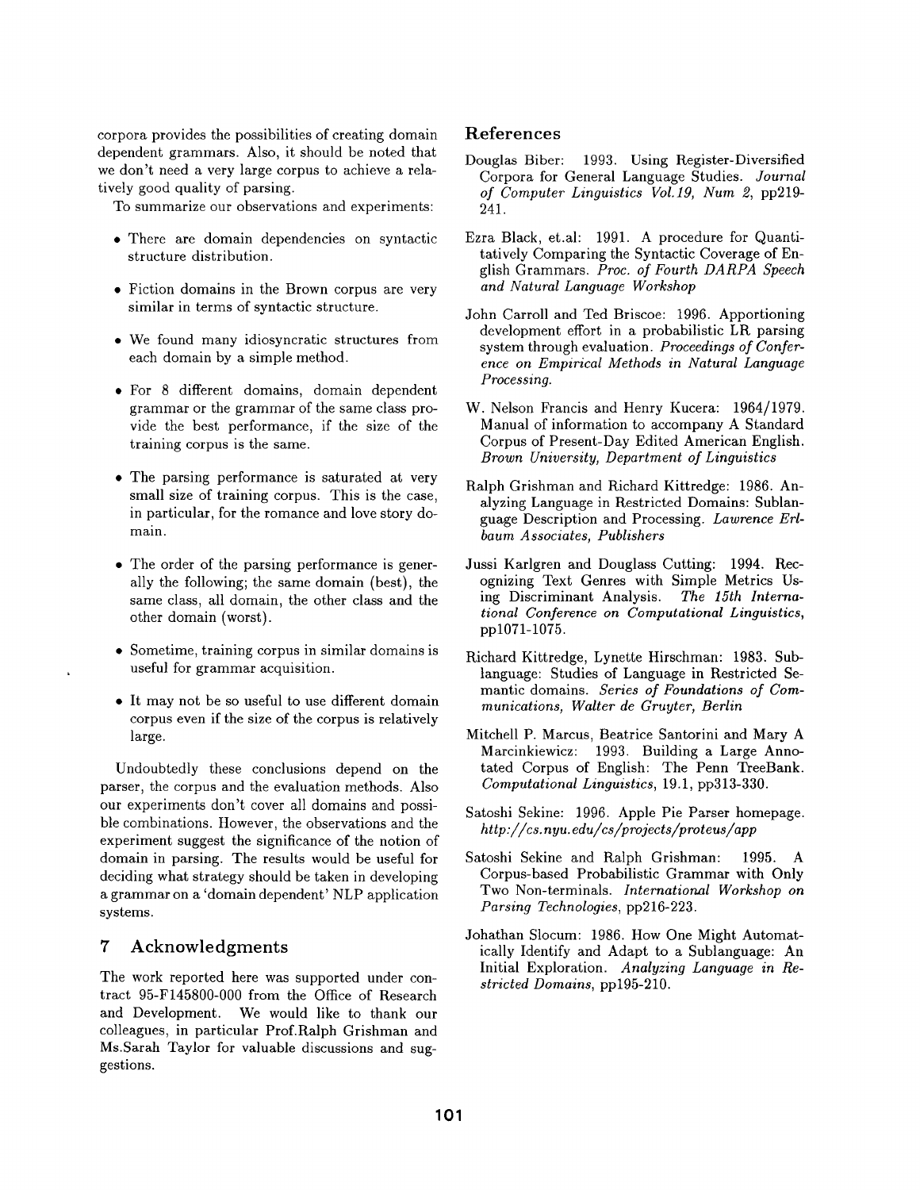corpora provides the possibilities of creating domain dependent grammars. Also, it should be noted that we don't need a very large corpus to achieve a relatively good quality of parsing.

To summarize our observations and experiments:

- There are domain dependencies on syntactic structure distribution.
- Fiction domains in the Brown corpus are very similar in terms of syntactic structure.
- We found many idiosyncratic structures from each domain by a simple method.
- For 8 different domains, domain dependent grammar or the grammar of the same class provide the best performance, if the size of the training corpus is the same.
- The parsing performance is saturated at very small size of training corpus. This is the case, in particular, for the romance and love story domain.
- The order of the parsing performance is generally the following; the same domain (best), the same class, all domain, the other class and the other domain (worst).
- Sometime, training corpus in similar domains is useful for grammar acquisition.
- It may not be so useful to use different domain corpus even if the size of the corpus is relatively large.

Undoubtedly these conclusions depend on the parser, the corpus and the evaluation methods. Also our experiments don't cover all domains and possible combinations. However, the observations and the experiment suggest the significance of the notion of domain in parsing. The results would be useful for deciding what strategy should be taken in developing a grammar on a 'domain dependent' NLP application systems.

## 7 Acknowledgments

The work reported here was supported under contract 95-F145800-000 from the Office of Research and Development. We would like to thank our colleagues, in particular Prof.Ralph Grishman and Ms.Sarah Taylor for valuable discussions and suggestions.

## References

Douglas Biber: 1993. Using Register-Diversified Corpora for General Language Studies. *Journal of Computer Linguistics Vol.19, Num 2*, pp219-241.

Ezra Black, et.al: 1991. A procedure for Quantitatively Comparing the Syntactic Coverage of English Grammars. *Proc. of Fourth DARPA Speech and Natural Language Workshop*

John Carroll and Ted Briscoe: 1996. Apportioning development effort in a probabilistic LR parsing system through evaluation. *Proceedings of Conference on Empirical Methods in Natural Language Processing.*

W. Nelson Francis and Henry Kucera: 1964/1979. Manual of information to accompany A Standard Corpus of Present-Day Edited American English. *Brown University, Department of Linguistics*

Ralph Grishman and Richard Kittredge: 1986. Analyzing Language in Restricted Domains: Sublanguage Description and Processing. *Lawrence Erlbaum Associates, Publishers*

Jussi Karlgren and Douglass Cutting: 1994. Recognizing Text Genres with Simple Metrics Using Discriminant Analysis. *The 15th International Conference on Computational Linguistics*, pp1071-1075.

Richard Kittredge, Lynette Hirschman: 1983. Sublanguage: Studies of Language in Restricted Semantic domains. *Series of Foundations of Communications, Walter de Gruyter, Berlin*

Mitchell P. Marcus, Beatrice Santorini and Mary A Marcinkiewicz: 1993. Building a Large Annotated Corpus of English: The Penn TreeBank. *Computational Linguistics*, 19.1, pp313-330.

Satoshi Sekine: 1996. Apple Pie Parser homepage. *http://cs.nyu.edu/cs/projects/proteus/app*

Satoshi Sekine and Ralph Grishman: 1995. A Corpus-based Probabilistic Grammar with Only Two Non-terminals. *International Workshop on Parsing Technologies*, pp216-223.

Johathan Slocum: 1986. How One Might Automatically Identify and Adapt to a Sublanguage: An Initial Exploration. *Analyzing Language in Restricted Domains*, pp195-210.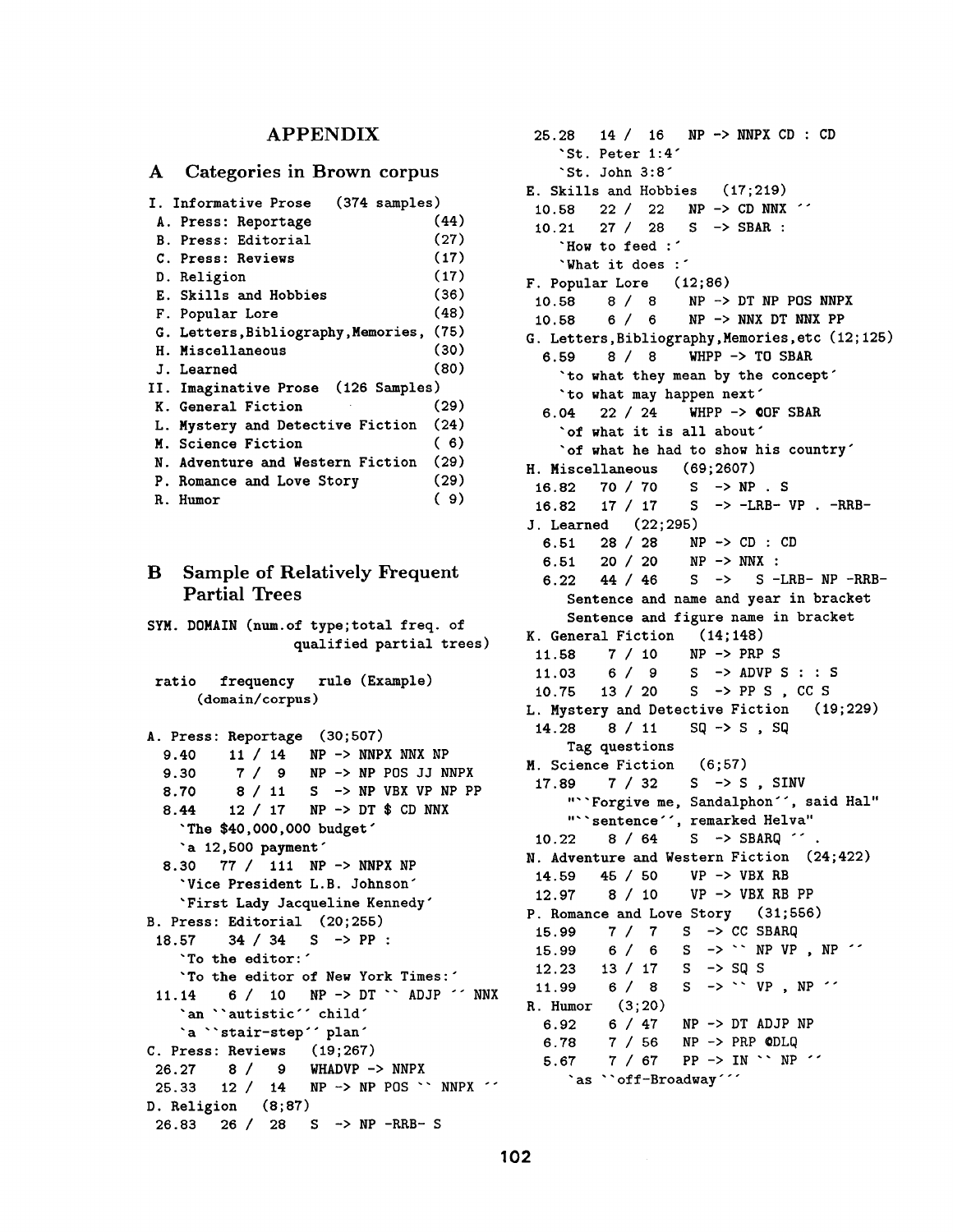# APPENDIX

## A Categories in Brown corpus

```
I. Informative Prose   (374 samples)
 A. Press: Reportage                  (44)
 B. Press: Editorial                  (27)
 C. Press: Reviews                    (17)
 D. Religion                          (17)
 E. Skills and Hobbies                (36)
 F. Popular Lore                      (48)
 G. Letters,Bibliography,Memories,    (75)
 H. Miscellaneous                     (30)
 J. Learned                           (80)
II. Imaginative Prose  (126 Samples)
 K. General Fiction                   (29)
 L. Mystery and Detective Fiction     (24)
 M. Science Fiction                   ( 6)
 N. Adventure and Western Fiction     (29)
 P. Romance and Love Story            (29)
 R. Humor                             ( 9)
```

## B Sample of Relatively Frequent Partial Trees

```
SYM. DOMAIN (num.of type;total freq. of
                qualified partial trees)

 ratio   frequency   rule (Example)
      (domain/corpus)

A. Press: Reportage  (30;507)
  9.40    11 / 14   NP -> NNPX NNX NP
  9.30     7 /  9   NP -> NP POS JJ NNPX
  8.70     8 / 11   S  -> NP VBX VP NP PP
  8.44    12 / 17   NP -> DT $ CD NNX
    `The $40,000,000 budget'
    `a 12,500 payment'
  8.30    77 / 111  NP -> NNPX NP
    `Vice President L.B. Johnson'
    `First Lady Jacqueline Kennedy'
B. Press: Editorial  (20;255)
 18.57    34 / 34   S  -> PP :
    `To the editor:'
    `To the editor of New York Times:'
 11.14     6 / 10   NP -> DT `` ADJP '' NNX
    `an ``autistic'' child'
    `a ``stair-step'' plan'
C. Press: Reviews   (19;267)
 26.27     8 /  9   WHADVP -> NNPX
 25.33    12 / 14   NP -> NP POS `` NNPX ''
D. Religion   (8;87)
 26.83    26 / 28   S  -> NP -RRB- S
 25.28    14 / 16   NP -> NNPX CD : CD
    `St. Peter 1:4'
    `St. John 3:8'
E. Skills and Hobbies   (17;219)
 10.58    22 / 22   NP -> CD NNX ''
 10.21    27 / 28   S  -> SBAR :
    `How to feed :'
    `What it does :'
F. Popular Lore   (12;86)
 10.58     8 /  8   NP -> DT NP POS NNPX
 10.58     6 /  6   NP -> NNX DT NNX PP
G. Letters,Bibliography,Memories,etc (12;125)
  6.59     8 /  8   WHPP -> TO SBAR
    `to what they mean by the concept'
    `to what may happen next'
  6.04    22 / 24   WHPP -> @OF SBAR
    `of what it is all about'
    `of what he had to show his country'
H. Miscellaneous   (69;2607)
 16.82    70 / 70   S  -> NP . S
 16.82    17 / 17   S  -> -LRB- VP . -RRB-
J. Learned   (22;295)
  6.51    28 / 28   NP -> CD : CD
  6.51    20 / 20   NP -> NNX :
  6.22    44 / 46   S  ->  S -LRB- NP -RRB-
       Sentence and name and year in bracket
       Sentence and figure name in bracket
K. General Fiction   (14;148)
 11.58     7 / 10   NP -> PRP S
 11.03     6 /  9   S  -> ADVP S : : S
 10.75    13 / 20   S  -> PP S , CC S
L. Mystery and Detective Fiction   (19;229)
 14.28     8 / 11   SQ -> S , SQ
    Tag questions
M. Science Fiction   (6;57)
 17.89     7 / 32   S  -> S , SINV
    "``Forgive me, Sandalphon'', said Hal"
    "``sentence'', remarked Helva"
 10.22     8 / 64   S  -> SBARQ '' .
N. Adventure and Western Fiction   (24;422)
 14.59    45 / 50   VP -> VBX RB
 12.97     8 / 10   VP -> VBX RB PP
P. Romance and Love Story   (31;556)
 15.99     7 /  7   S  -> CC SBARQ
 15.99     6 /  6   S  -> `` NP VP , NP ''
 12.23    13 / 17   S  -> SQ S
 11.99     6 /  8   S  -> `` VP , NP ''
R. Humor   (3;20)
  6.92     6 / 47   NP -> DT ADJP NP
  6.78     7 / 56   NP -> PRP @DLQ
  5.67     7 / 67   PP -> IN `` NP ''
    `as ``off-Broadway'''
```